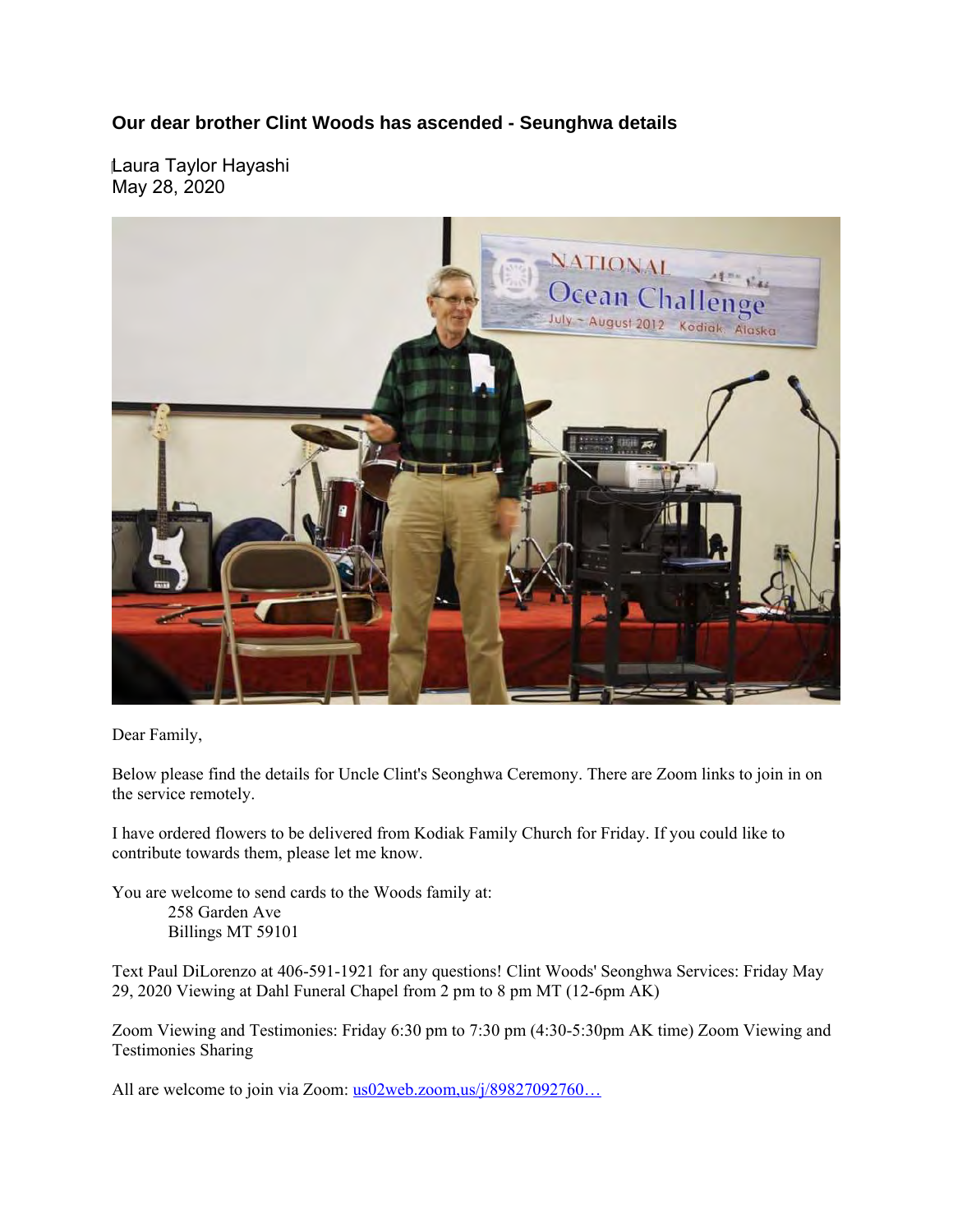# Our dear brother Clint Woods has ascended - Seunghwa details

Laura Taylor Hayashi
May 28, 2020

Dear Family,

Below please find the details for Uncle Clint's Seonghwa Ceremony. There are Zoom links to join in on the service remotely.

I have ordered flowers to be delivered from Kodiak Family Church for Friday. If you could like to contribute towards them, please let me know.

You are welcome to send cards to the Woods family at:

258 Garden Ave
Billings MT 59101

Text Paul DiLorenzo at 406-591-1921 for any questions! Clint Woods' Seonghwa Services: Friday May 29, 2020 Viewing at Dahl Funeral Chapel from 2 pm to 8 pm MT (12-6pm AK)

Zoom Viewing and Testimonies: Friday 6:30 pm to 7:30 pm (4:30-5:30pm AK time) Zoom Viewing and Testimonies Sharing

All are welcome to join via Zoom: us02web.zoom,us/j/89827092760…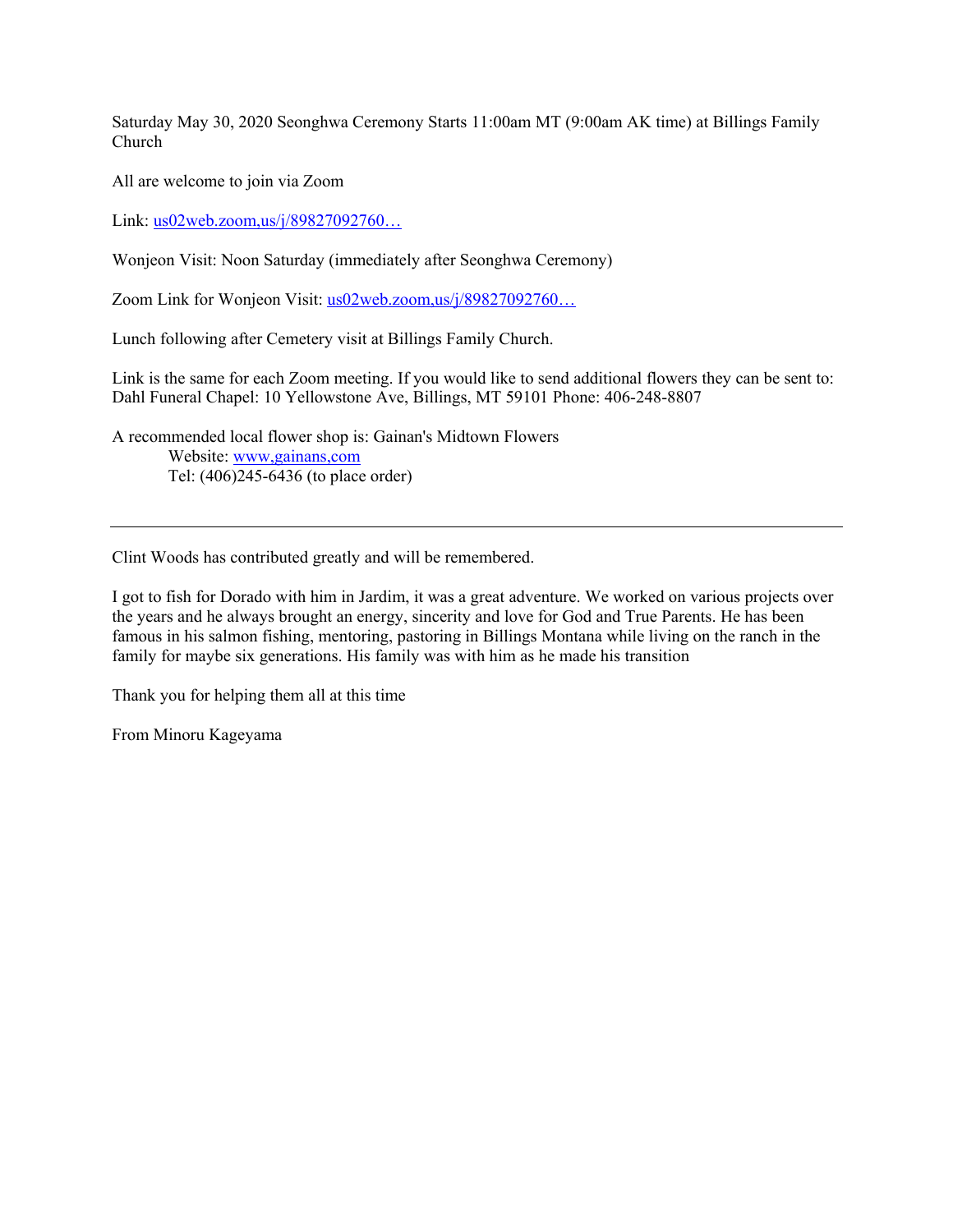Saturday May 30, 2020 Seonghwa Ceremony Starts 11:00am MT (9:00am AK time) at Billings Family Church

All are welcome to join via Zoom

Link: us02web.zoom,us/j/89827092760…

Wonjeon Visit: Noon Saturday (immediately after Seonghwa Ceremony)

Zoom Link for Wonjeon Visit: us02web.zoom,us/j/89827092760…

Lunch following after Cemetery visit at Billings Family Church.

Link is the same for each Zoom meeting. If you would like to send additional flowers they can be sent to: Dahl Funeral Chapel: 10 Yellowstone Ave, Billings, MT 59101 Phone: 406-248-8807

A recommended local flower shop is: Gainan's Midtown Flowers
Website: www,gainans,com
Tel: (406)245-6436 (to place order)

---

Clint Woods has contributed greatly and will be remembered.

I got to fish for Dorado with him in Jardim, it was a great adventure. We worked on various projects over the years and he always brought an energy, sincerity and love for God and True Parents. He has been famous in his salmon fishing, mentoring, pastoring in Billings Montana while living on the ranch in the family for maybe six generations. His family was with him as he made his transition

Thank you for helping them all at this time

From Minoru Kageyama